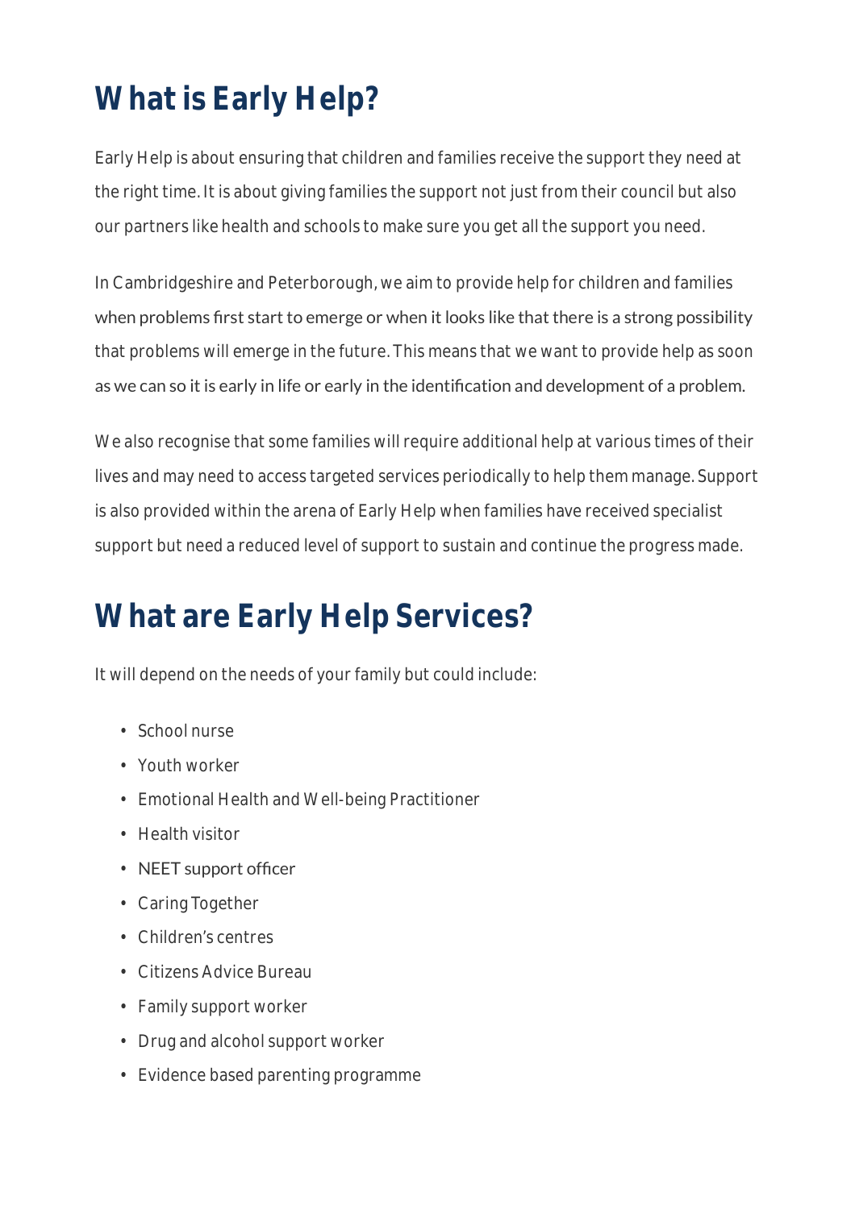# What is Early Help?

Early Help is about ensuring that children and families receive the support they need at the right time. It is about giving families the support not just from their council but also our partners like health and schools to make sure you get all the support you need.

In Cambridgeshire and Peterborough, we aim to provide help for children and families when problems first start to emerge or when it looks like that there is a strong possibility that problems will emerge in the future. This means that we want to provide help as soon as we can so it is early in life or early in the identification and development of a problem.

We also recognise that some families will require additional help at various times of their lives and may need to access targeted services periodically to help them manage. Support is also provided within the arena of Early Help when families have received specialist support but need a reduced level of support to sustain and continue the progress made.

# What are Early Help Services?

It will depend on the needs of your family but could include:

- School nurse
- Youth worker
- Emotional Health and Well-being Practitioner
- Health visitor
- NEET support officer
- Caring Together
- Children's centres
- Citizens Advice Bureau
- Family support worker
- Drug and alcohol support worker
- Evidence based parenting programme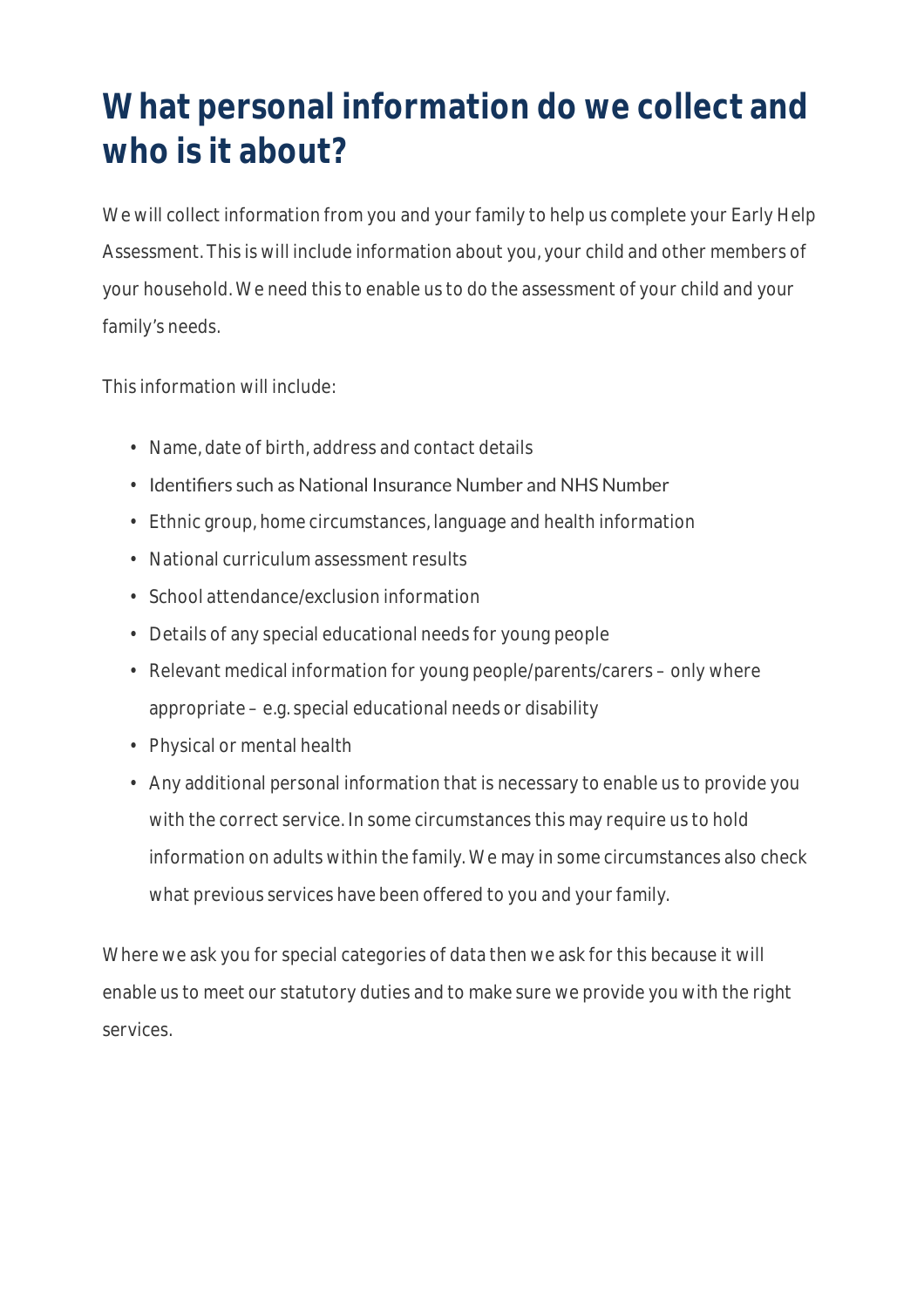# What personal information do we collect and who is it about?

We will collect information from you and your family to help us complete your Early Help Assessment. This is will include information about you, your child and other members of your household. We need this to enable us to do the assessment of your child and your family's needs.

This information will include:

- Name, date of birth, address and contact details
- Identifiers such as National Insurance Number and NHS Number
- Ethnic group, home circumstances, language and health information
- National curriculum assessment results
- School attendance/exclusion information
- Details of any special educational needs for young people
- Relevant medical information for young people/parents/carers – only where appropriate – e.g. special educational needs or disability
- Physical or mental health
- Any additional personal information that is necessary to enable us to provide you with the correct service. In some circumstances this may require us to hold information on adults within the family. We may in some circumstances also check what previous services have been offered to you and your family.

Where we ask you for special categories of data then we ask for this because it will enable us to meet our statutory duties and to make sure we provide you with the right services.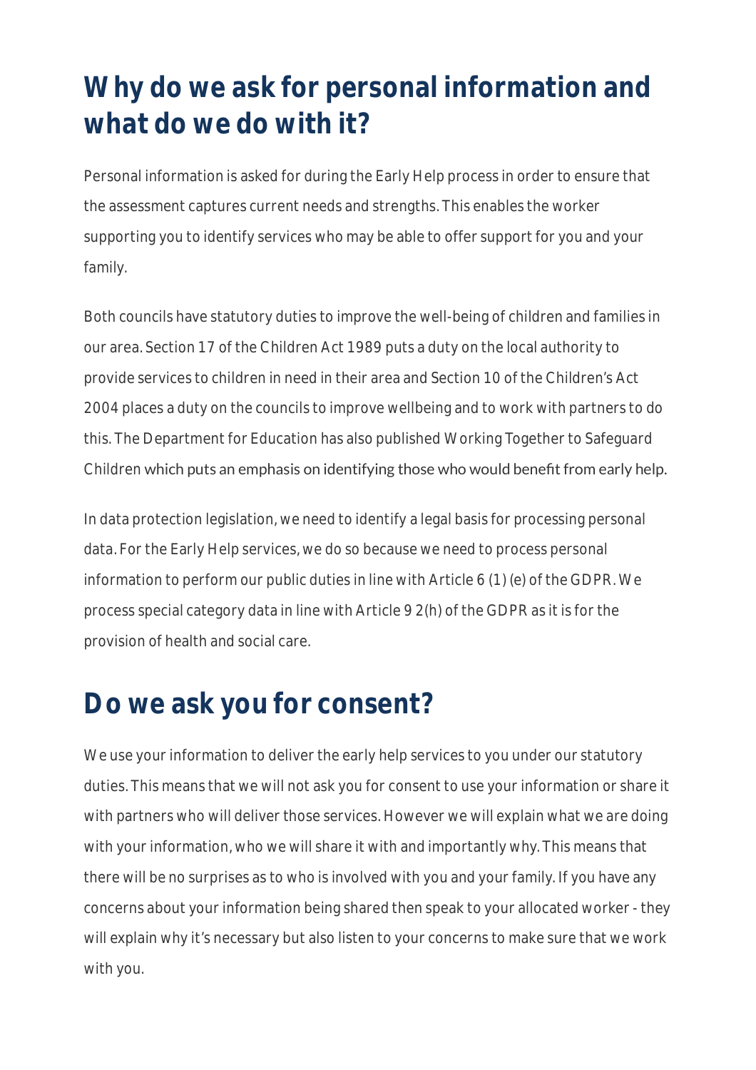## Why do we ask for personal information and what do we do with it?

Personal information is asked for during the Early Help process in order to ensure that the assessment captures current needs and strengths. This enables the worker supporting you to identify services who may be able to offer support for you and your family.

Both councils have statutory duties to improve the well-being of children and families in our area. Section 17 of the Children Act 1989 puts a duty on the local authority to provide services to children in need in their area and Section 10 of the Children's Act 2004 places a duty on the councils to improve wellbeing and to work with partners to do this. The Department for Education has also published Working Together to Safeguard Children which puts an emphasis on identifying those who would benefit from early help.

In data protection legislation, we need to identify a legal basis for processing personal data. For the Early Help services, we do so because we need to process personal information to perform our public duties in line with Article 6 (1) (e) of the GDPR. We process special category data in line with Article 9 2(h) of the GDPR as it is for the provision of health and social care.

## Do we ask you for consent?

We use your information to deliver the early help services to you under our statutory duties. This means that we will not ask you for consent to use your information or share it with partners who will deliver those services. However we will explain what we are doing with your information, who we will share it with and importantly why. This means that there will be no surprises as to who is involved with you and your family. If you have any concerns about your information being shared then speak to your allocated worker - they will explain why it's necessary but also listen to your concerns to make sure that we work with you.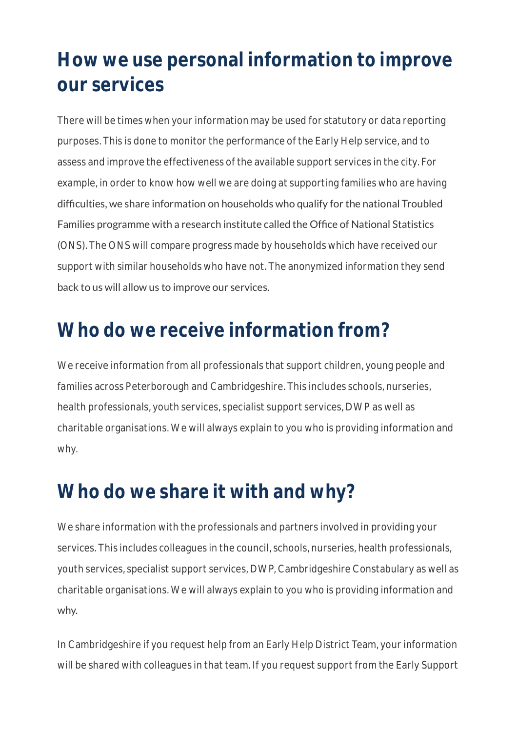## How we use personal information to improve our services

There will be times when your information may be used for statutory or data reporting purposes. This is done to monitor the performance of the Early Help service, and to assess and improve the effectiveness of the available support services in the city. For example, in order to know how well we are doing at supporting families who are having difficulties, we share information on households who qualify for the national Troubled Families programme with a research institute called the Office of National Statistics (ONS). The ONS will compare progress made by households which have received our support with similar households who have not. The anonymized information they send back to us will allow us to improve our services.

## Who do we receive information from?

We receive information from all professionals that support children, young people and families across Peterborough and Cambridgeshire. This includes schools, nurseries, health professionals, youth services, specialist support services, DWP as well as charitable organisations. We will always explain to you who is providing information and why.

## Who do we share it with and why?

We share information with the professionals and partners involved in providing your services. This includes colleagues in the council, schools, nurseries, health professionals, youth services, specialist support services, DWP, Cambridgeshire Constabulary as well as charitable organisations. We will always explain to you who is providing information and why.

In Cambridgeshire if you request help from an Early Help District Team, your information will be shared with colleagues in that team. If you request support from the Early Support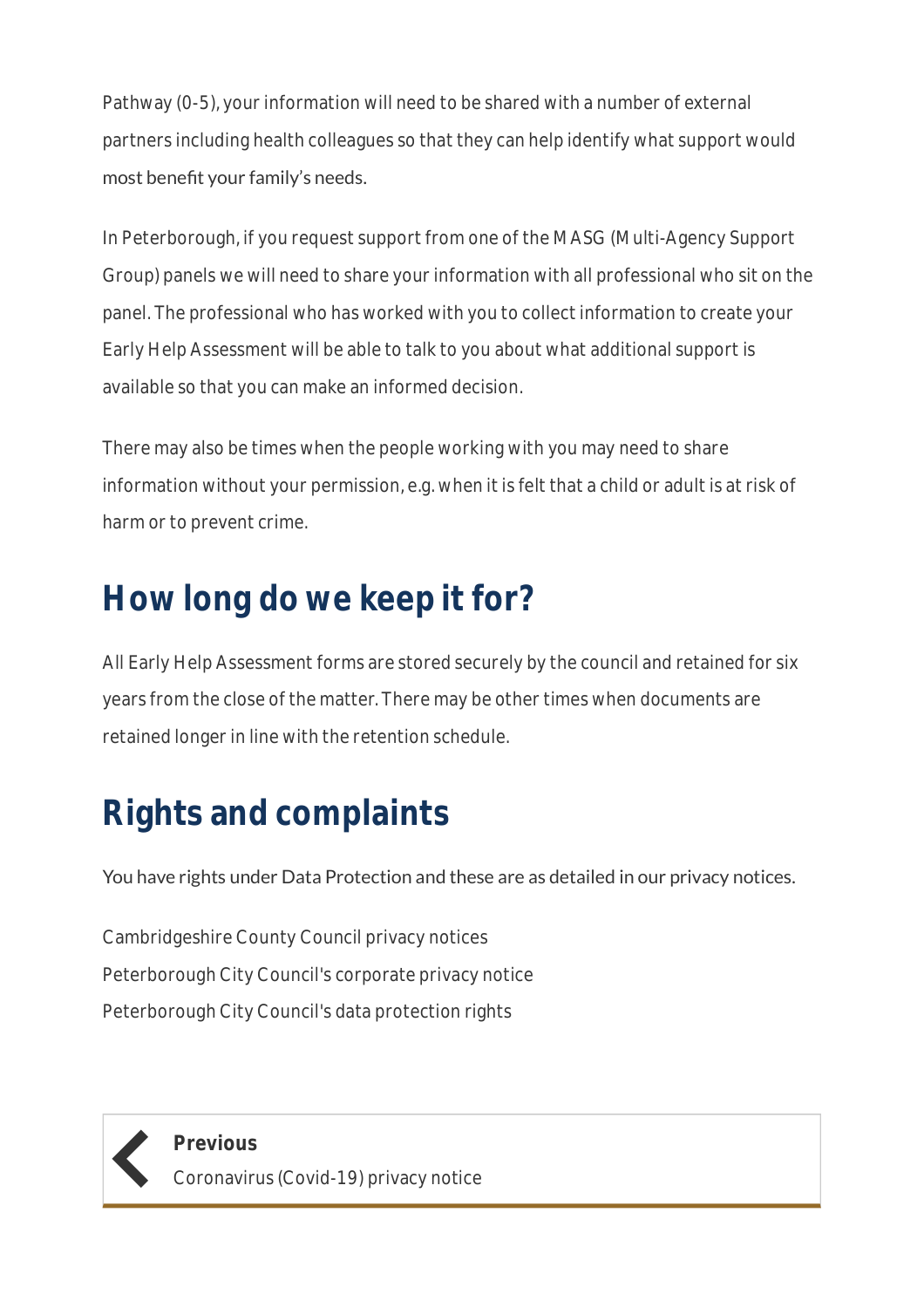Pathway (0-5), your information will need to be shared with a number of external partners including health colleagues so that they can help identify what support would most benefit your family's needs.

In Peterborough, if you request support from one of the MASG (Multi-Agency Support Group) panels we will need to share your information with all professional who sit on the panel. The professional who has worked with you to collect information to create your Early Help Assessment will be able to talk to you about what additional support is available so that you can make an informed decision.

There may also be times when the people working with you may need to share information without your permission, e.g. when it is felt that a child or adult is at risk of harm or to prevent crime.

## How long do we keep it for?

All Early Help Assessment forms are stored securely by the council and retained for six years from the close of the matter. There may be other times when documents are retained longer in line with the retention schedule.

## Rights and complaints

You have rights under Data Protection and these are as detailed in our privacy notices.

Cambridgeshire County Council privacy notices
Peterborough City Council's corporate privacy notice
Peterborough City Council's data protection rights

**Previous**
Coronavirus (Covid-19) privacy notice